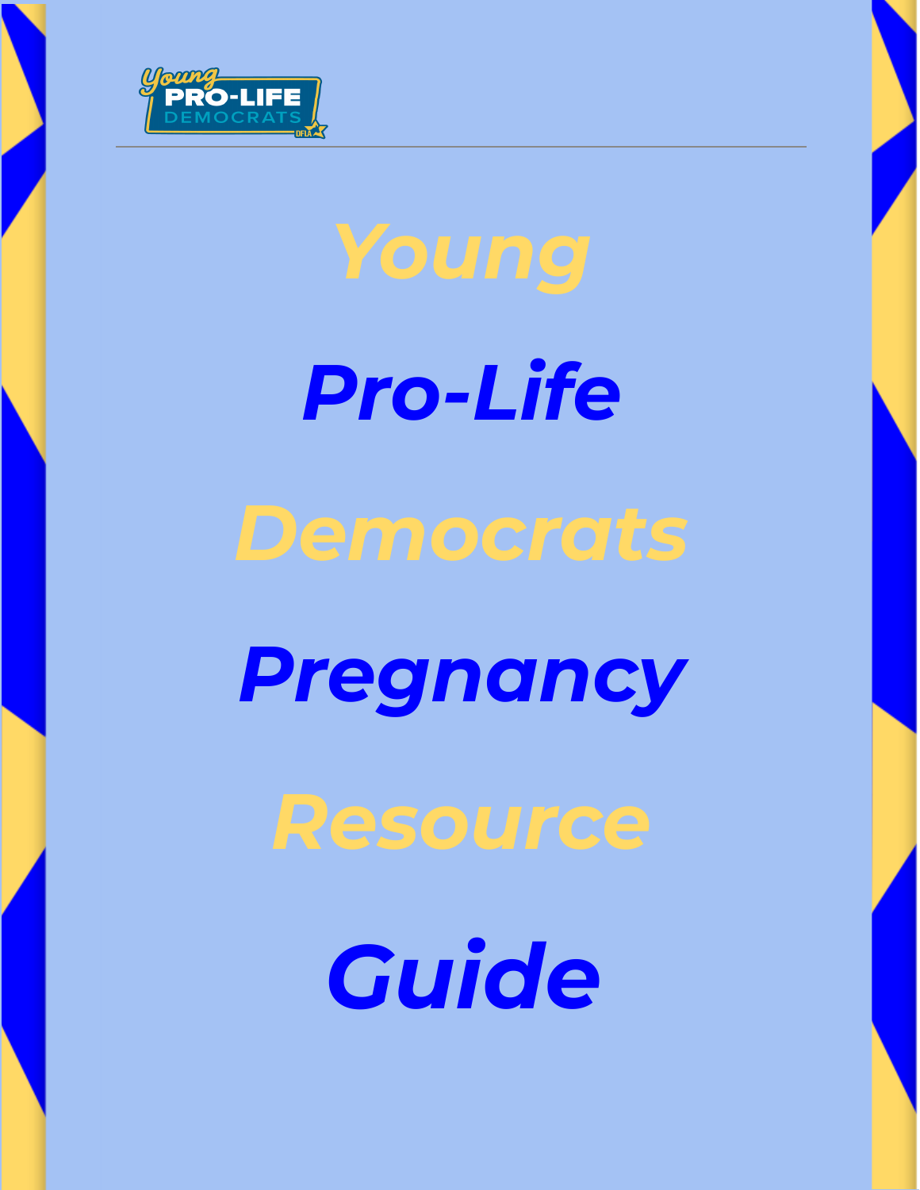Young PRO-LIFE DEMOCRATS DFLA

# Young Pro-Life Democrats Pregnancy Resource Guide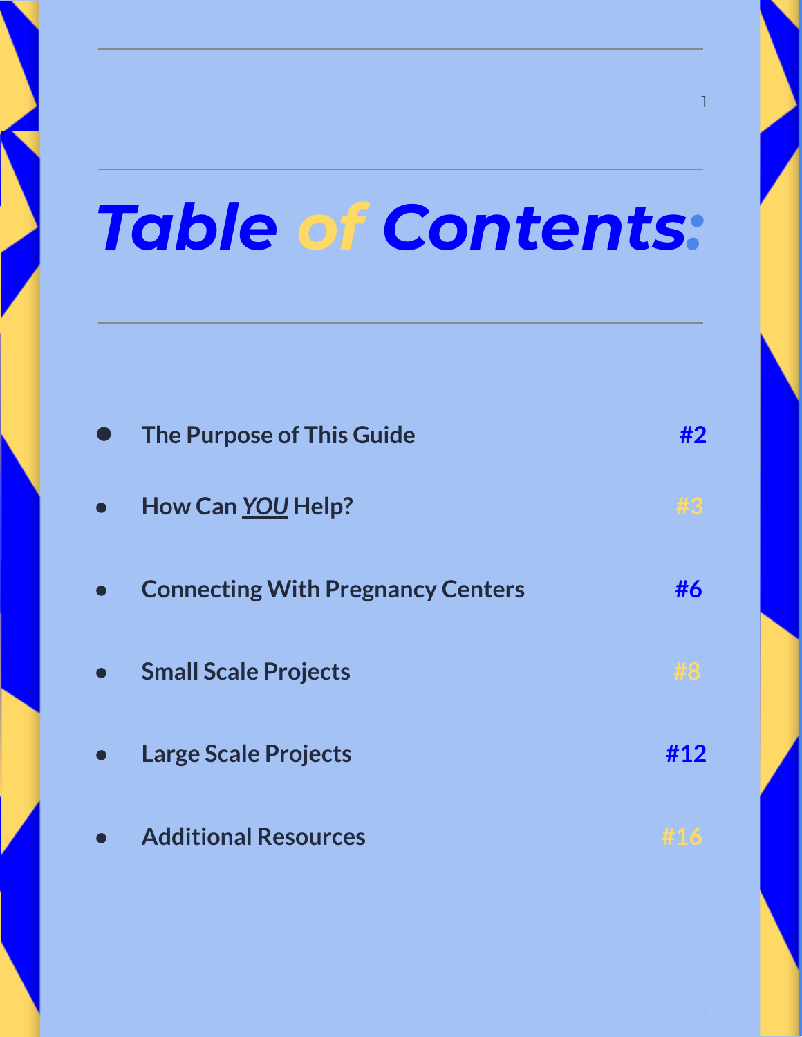# *Table of Contents:*

- The Purpose of This Guide #2
- How Can ***YOU*** Help? #3
- Connecting With Pregnancy Centers #6
- Small Scale Projects #8
- Large Scale Projects #12
- Additional Resources #16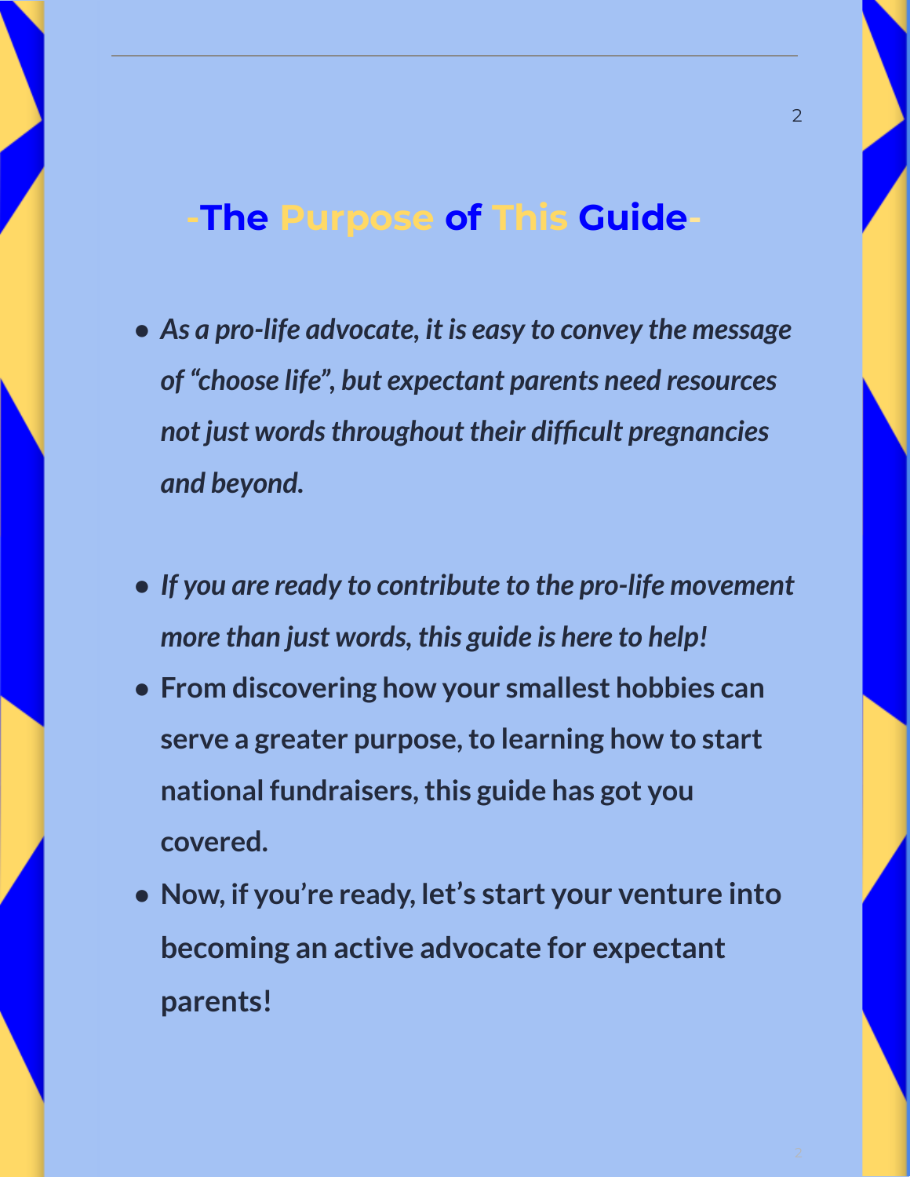# -The Purpose of This Guide-

- ***As a pro-life advocate, it is easy to convey the message of "choose life", but expectant parents need resources not just words throughout their difficult pregnancies and beyond.***

- ***If you are ready to contribute to the pro-life movement more than just words, this guide is here to help!***
- **From discovering how your smallest hobbies can serve a greater purpose, to learning how to start national fundraisers, this guide has got you covered.**
- **Now, if you're ready, let's start your venture into becoming an active advocate for expectant parents!**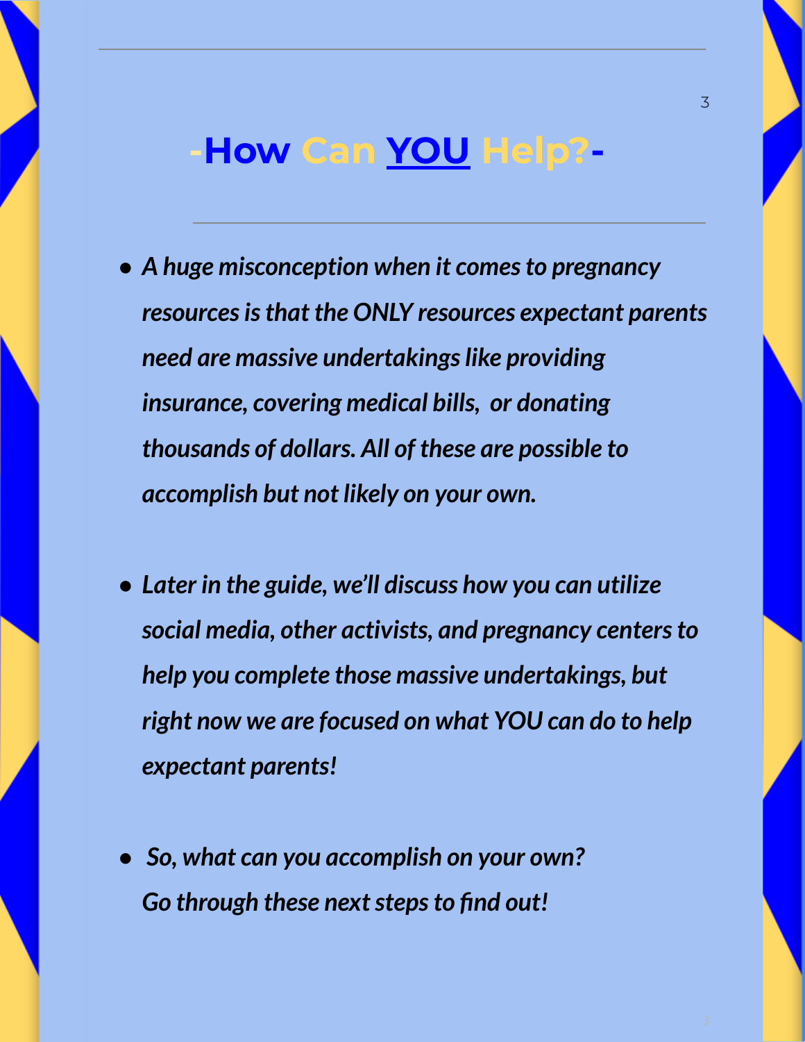# -How Can YOU Help?-

- ***A huge misconception when it comes to pregnancy resources is that the ONLY resources expectant parents need are massive undertakings like providing insurance, covering medical bills, or donating thousands of dollars. All of these are possible to accomplish but not likely on your own.***

- ***Later in the guide, we'll discuss how you can utilize social media, other activists, and pregnancy centers to help you complete those massive undertakings, but right now we are focused on what YOU can do to help expectant parents!***

- ***So, what can you accomplish on your own? Go through these next steps to find out!***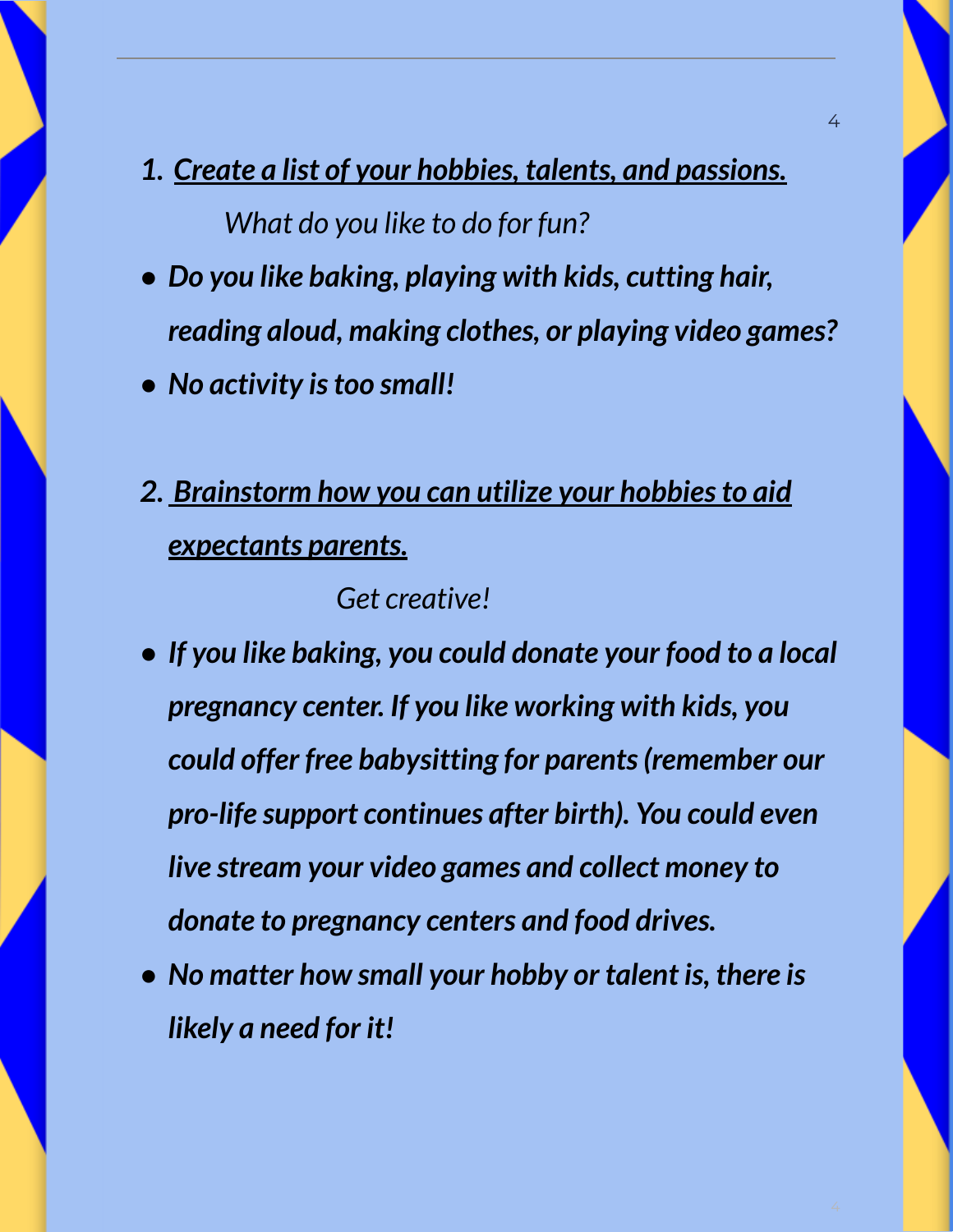1. ***<u>Create a list of your hobbies, talents, and passions.</u>***

   *What do you like to do for fun?*

- ***Do you like baking, playing with kids, cutting hair, reading aloud, making clothes, or playing video games?***
- ***No activity is too small!***

2. ***<u>Brainstorm how you can utilize your hobbies to aid expectants parents.</u>***

   *Get creative!*

- ***If you like baking, you could donate your food to a local pregnancy center. If you like working with kids, you could offer free babysitting for parents (remember our pro-life support continues after birth). You could even live stream your video games and collect money to donate to pregnancy centers and food drives.***
- ***No matter how small your hobby or talent is, there is likely a need for it!***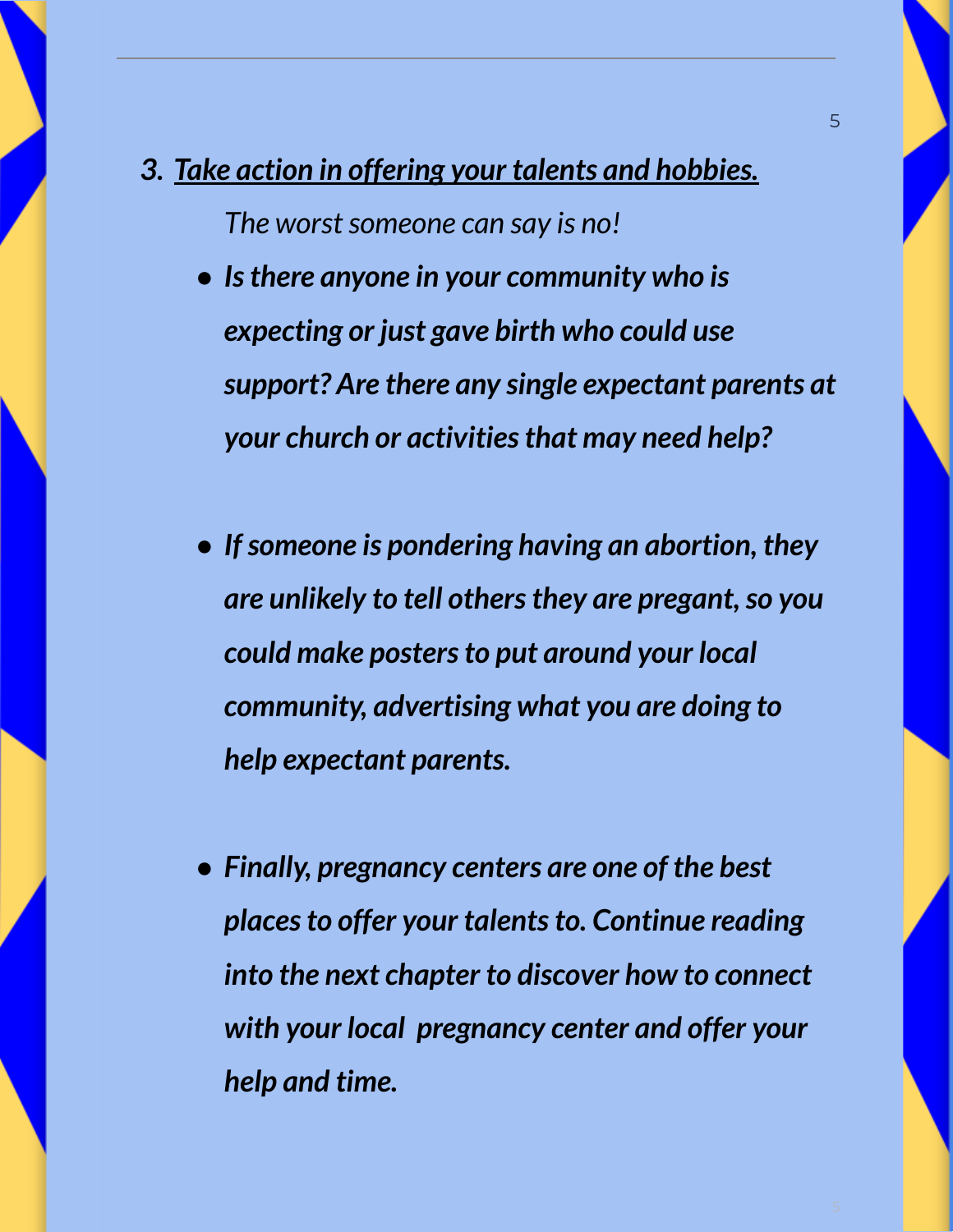3. ***<u>Take action in offering your talents and hobbies.</u>***

   *The worst someone can say is no!*

   - ***Is there anyone in your community who is expecting or just gave birth who could use support? Are there any single expectant parents at your church or activities that may need help?***

   - ***If someone is pondering having an abortion, they are unlikely to tell others they are pregant, so you could make posters to put around your local community, advertising what you are doing to help expectant parents.***

   - ***Finally, pregnancy centers are one of the best places to offer your talents to. Continue reading into the next chapter to discover how to connect with your local pregnancy center and offer your help and time.***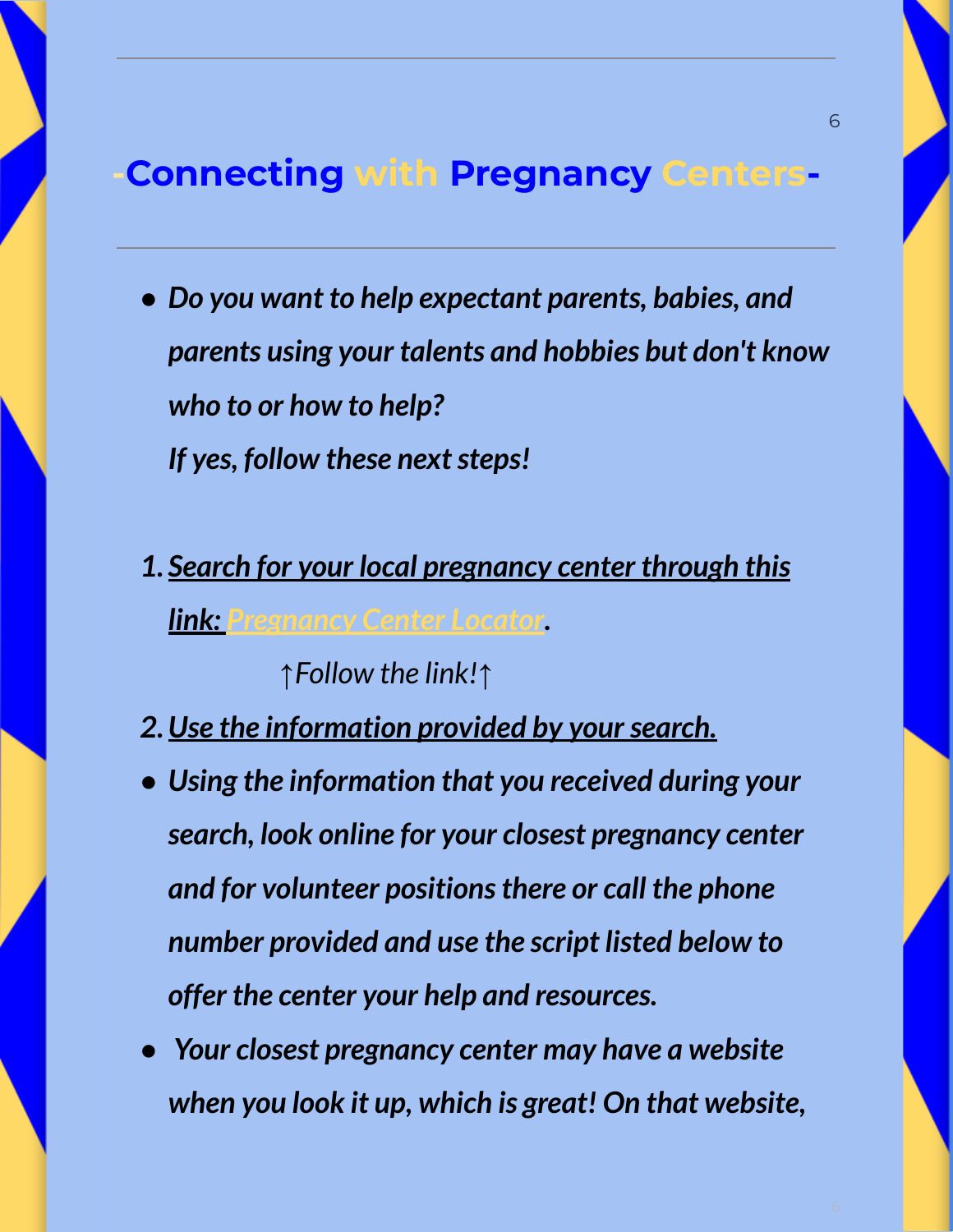## -Connecting with Pregnancy Centers-

- ***Do you want to help expectant parents, babies, and parents using your talents and hobbies but don't know who to or how to help?***
  ***If yes, follow these next steps!***

1. ***Search for your local pregnancy center through this link: Pregnancy Center Locator.***

   *↑Follow the link!↑*

2. ***Use the information provided by your search.***

- ***Using the information that you received during your search, look online for your closest pregnancy center and for volunteer positions there or call the phone number provided and use the script listed below to offer the center your help and resources.***
- ***Your closest pregnancy center may have a website when you look it up, which is great! On that website,***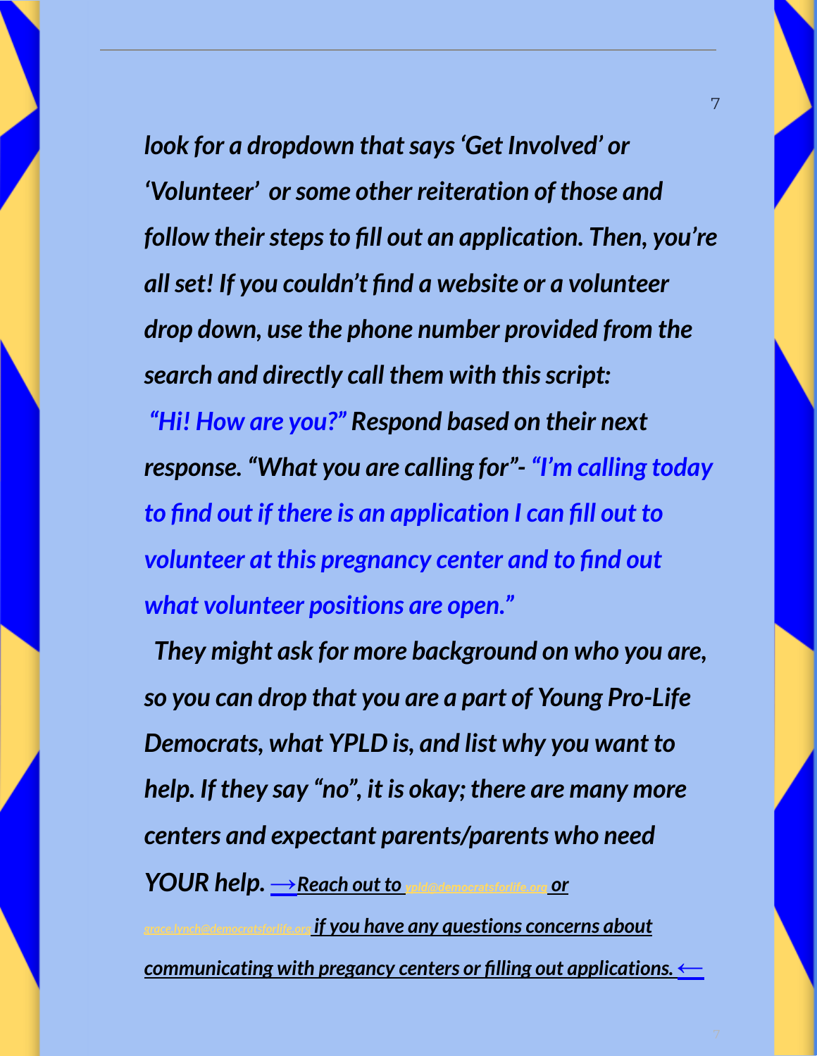*look for a dropdown that says 'Get Involved' or 'Volunteer' or some other reiteration of those and follow their steps to fill out an application. Then, you're all set! If you couldn't find a website or a volunteer drop down, use the phone number provided from the search and directly call them with this script:*

*"Hi! How are you?" Respond based on their next response. "What you are calling for"- "I'm calling today to find out if there is an application I can fill out to volunteer at this pregnancy center and to find out what volunteer positions are open."*

*They might ask for more background on who you are, so you can drop that you are a part of Young Pro-Life Democrats, what YPLD is, and list why you want to help. If they say "no", it is okay; there are many more centers and expectant parents/parents who need YOUR help.* ***→Reach out to ypld@democratsforlife.org or grace.lynch@democratsforlife.org if you have any questions concerns about communicating with pregancy centers or filling out applications. ←***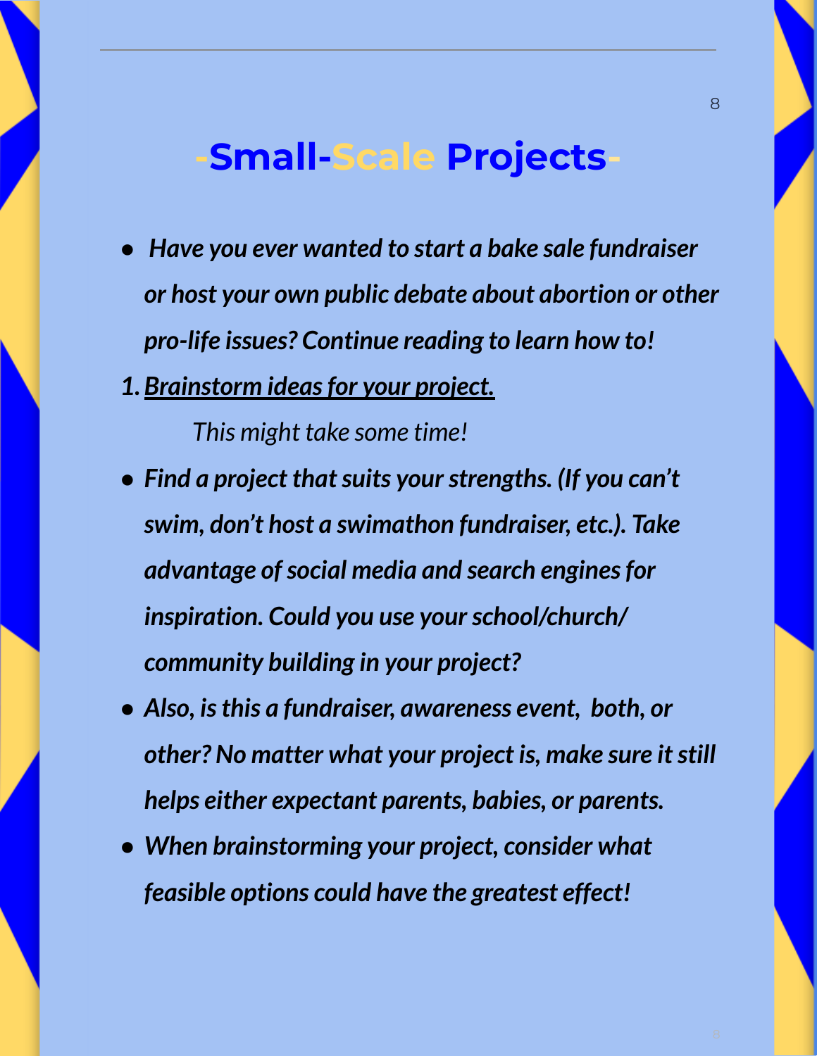# -Small-Scale Projects-

- ***Have you ever wanted to start a bake sale fundraiser or host your own public debate about abortion or other pro-life issues? Continue reading to learn how to!***

1. ***Brainstorm ideas for your project.***

    *This might take some time!*

- ***Find a project that suits your strengths. (If you can't swim, don't host a swimathon fundraiser, etc.). Take advantage of social media and search engines for inspiration. Could you use your school/church/ community building in your project?***
- ***Also, is this a fundraiser, awareness event, both, or other? No matter what your project is, make sure it still helps either expectant parents, babies, or parents.***
- ***When brainstorming your project, consider what feasible options could have the greatest effect!***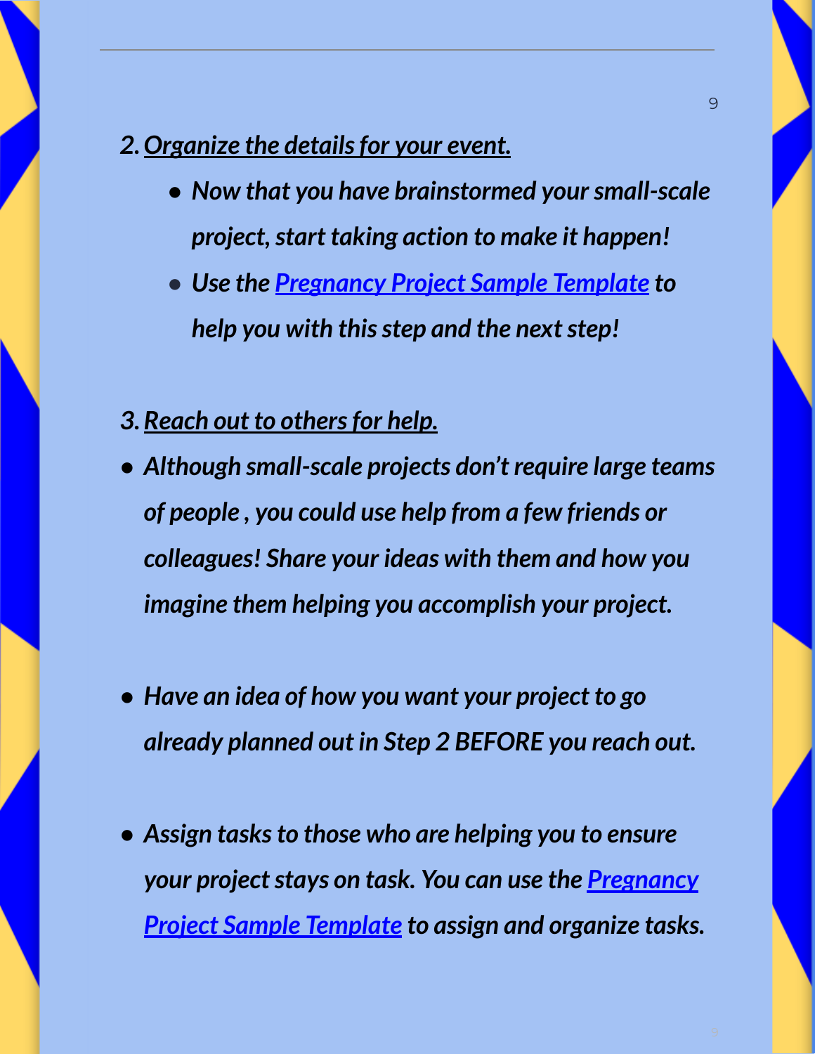*2. <u>Organize the details for your event.</u>*

- ***Now that you have brainstormed your small-scale project, start taking action to make it happen!***
- ***Use the [Pregnancy Project Sample Template] to help you with this step and the next step!***

*3. <u>Reach out to others for help.</u>*

- ***Although small-scale projects don't require large teams of people , you could use help from a few friends or colleagues! Share your ideas with them and how you imagine them helping you accomplish your project.***

- ***Have an idea of how you want your project to go already planned out in Step 2 BEFORE you reach out.***

- ***Assign tasks to those who are helping you to ensure your project stays on task. You can use the [Pregnancy Project Sample Template] to assign and organize tasks.***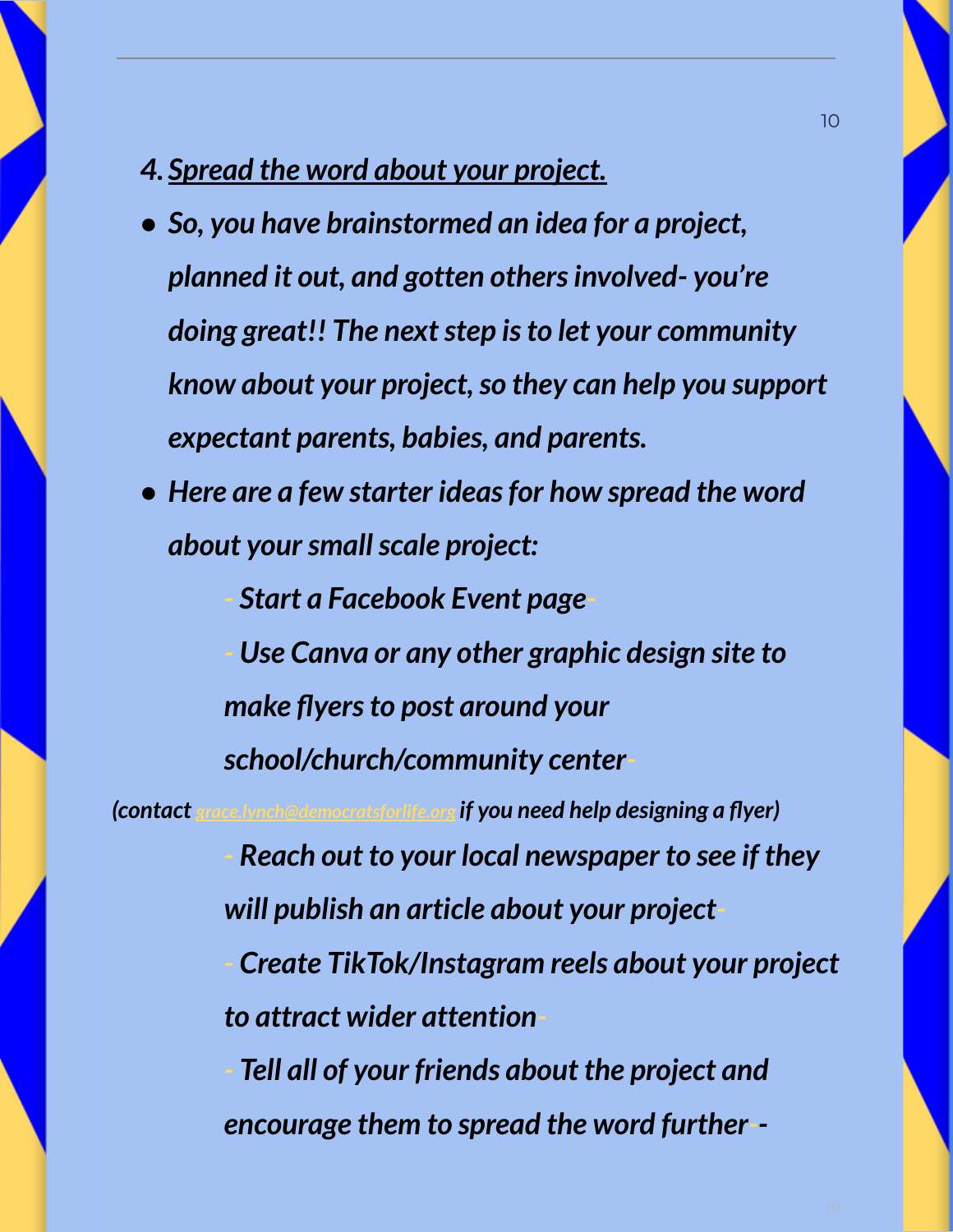*4. <u>Spread the word about your project.</u>*

- ***So, you have brainstormed an idea for a project, planned it out, and gotten others involved- you're doing great!! The next step is to let your community know about your project, so they can help you support expectant parents, babies, and parents.***
- ***Here are a few starter ideas for how spread the word about your small scale project:***

  ***- Start a Facebook Event page-***

  ***- Use Canva or any other graphic design site to make flyers to post around your school/church/community center-***

***(contact grace.lynch@democratsforlife.org if you need help designing a flyer)***

  ***- Reach out to your local newspaper to see if they will publish an article about your project-***

  ***- Create TikTok/Instagram reels about your project to attract wider attention-***

  ***- Tell all of your friends about the project and encourage them to spread the word further--***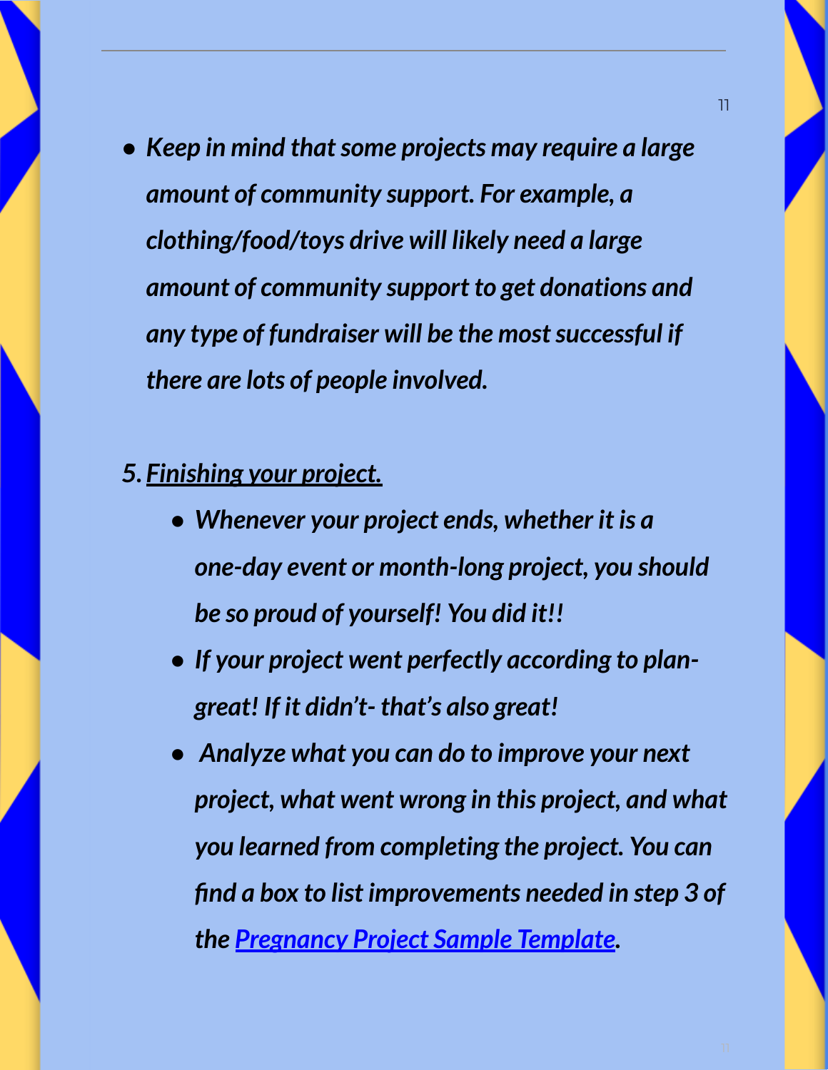- ***Keep in mind that some projects may require a large amount of community support. For example, a clothing/food/toys drive will likely need a large amount of community support to get donations and any type of fundraiser will be the most successful if there are lots of people involved.***

5. ***Finishing your project.***
    - ***Whenever your project ends, whether it is a one-day event or month-long project, you should be so proud of yourself! You did it!!***
    - ***If your project went perfectly according to plan- great! If it didn't- that's also great!***
    - ***Analyze what you can do to improve your next project, what went wrong in this project, and what you learned from completing the project. You can find a box to list improvements needed in step 3 of the Pregnancy Project Sample Template.***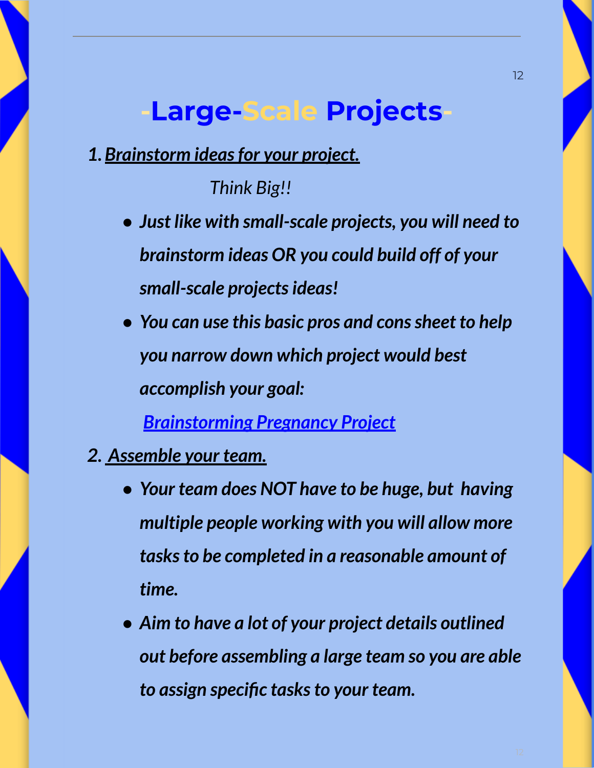# -Large-Scale Projects-

1. ***Brainstorm ideas for your project.***

   *Think Big!!*

   - ***Just like with small-scale projects, you will need to brainstorm ideas OR you could build off of your small-scale projects ideas!***
   - ***You can use this basic pros and cons sheet to help you narrow down which project would best accomplish your goal:***

     ***Brainstorming Pregnancy Project***

2. ***Assemble your team.***

   - ***Your team does NOT have to be huge, but having multiple people working with you will allow more tasks to be completed in a reasonable amount of time.***
   - ***Aim to have a lot of your project details outlined out before assembling a large team so you are able to assign specific tasks to your team.***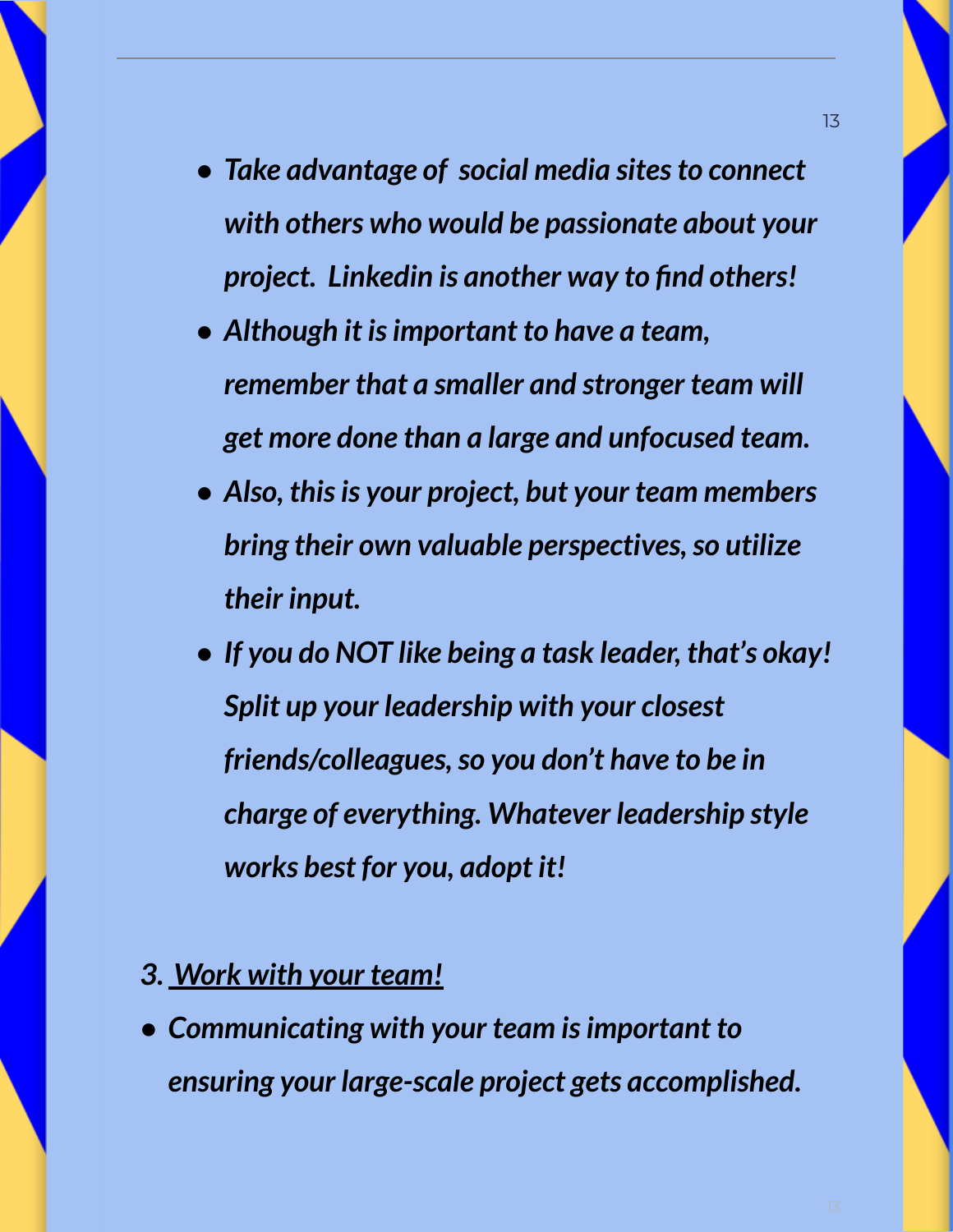- *Take advantage of social media sites to connect with others who would be passionate about your project. Linkedin is another way to find others!*
- *Although it is important to have a team, remember that a smaller and stronger team will get more done than a large and unfocused team.*
- *Also, this is your project, but your team members bring their own valuable perspectives, so utilize their input.*
- *If you do NOT like being a task leader, that's okay! Split up your leadership with your closest friends/colleagues, so you don't have to be in charge of everything. Whatever leadership style works best for you, adopt it!*

*3. <u>Work with your team!</u>*

- *Communicating with your team is important to ensuring your large-scale project gets accomplished.*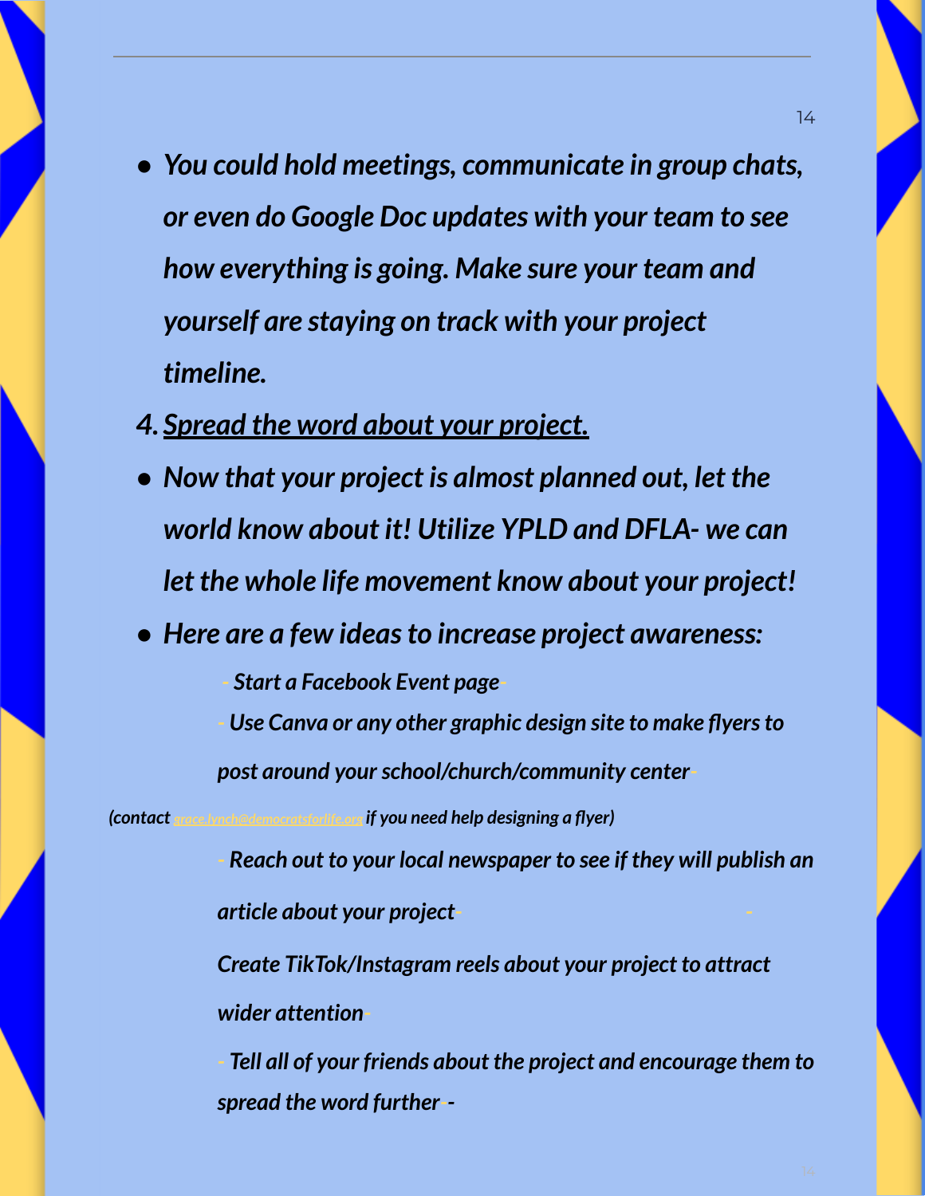- ***You could hold meetings, communicate in group chats, or even do Google Doc updates with your team to see how everything is going. Make sure your team and yourself are staying on track with your project timeline.***

4. ***Spread the word about your project.***

- ***Now that your project is almost planned out, let the world know about it! Utilize YPLD and DFLA- we can let the whole life movement know about your project!***
- ***Here are a few ideas to increase project awareness:***

  - *Start a Facebook Event page*
  - *Use Canva or any other graphic design site to make flyers to post around your school/church/community center*

*(contact grace.lynch@democratsforlife.org if you need help designing a flyer)*

  - *Reach out to your local newspaper to see if they will publish an article about your project*
  - *Create TikTok/Instagram reels about your project to attract wider attention*
  - *Tell all of your friends about the project and encourage them to spread the word further*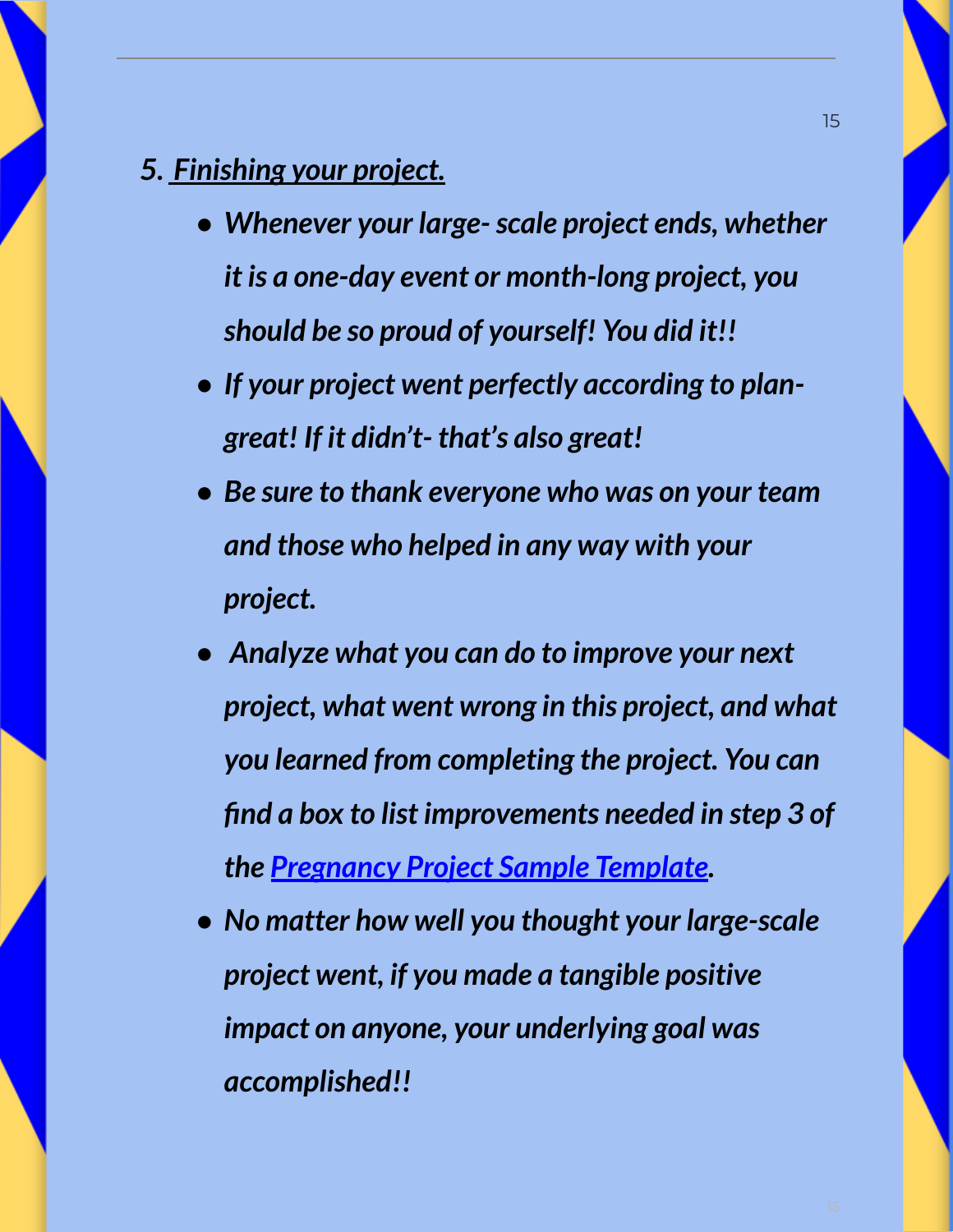*5. **Finishing your project.***

- ***Whenever your large- scale project ends, whether it is a one-day event or month-long project, you should be so proud of yourself! You did it!!***
- ***If your project went perfectly according to plan- great! If it didn't- that's also great!***
- ***Be sure to thank everyone who was on your team and those who helped in any way with your project.***
- ***Analyze what you can do to improve your next project, what went wrong in this project, and what you learned from completing the project. You can find a box to list improvements needed in step 3 of the Pregnancy Project Sample Template.***
- ***No matter how well you thought your large-scale project went, if you made a tangible positive impact on anyone, your underlying goal was accomplished!!***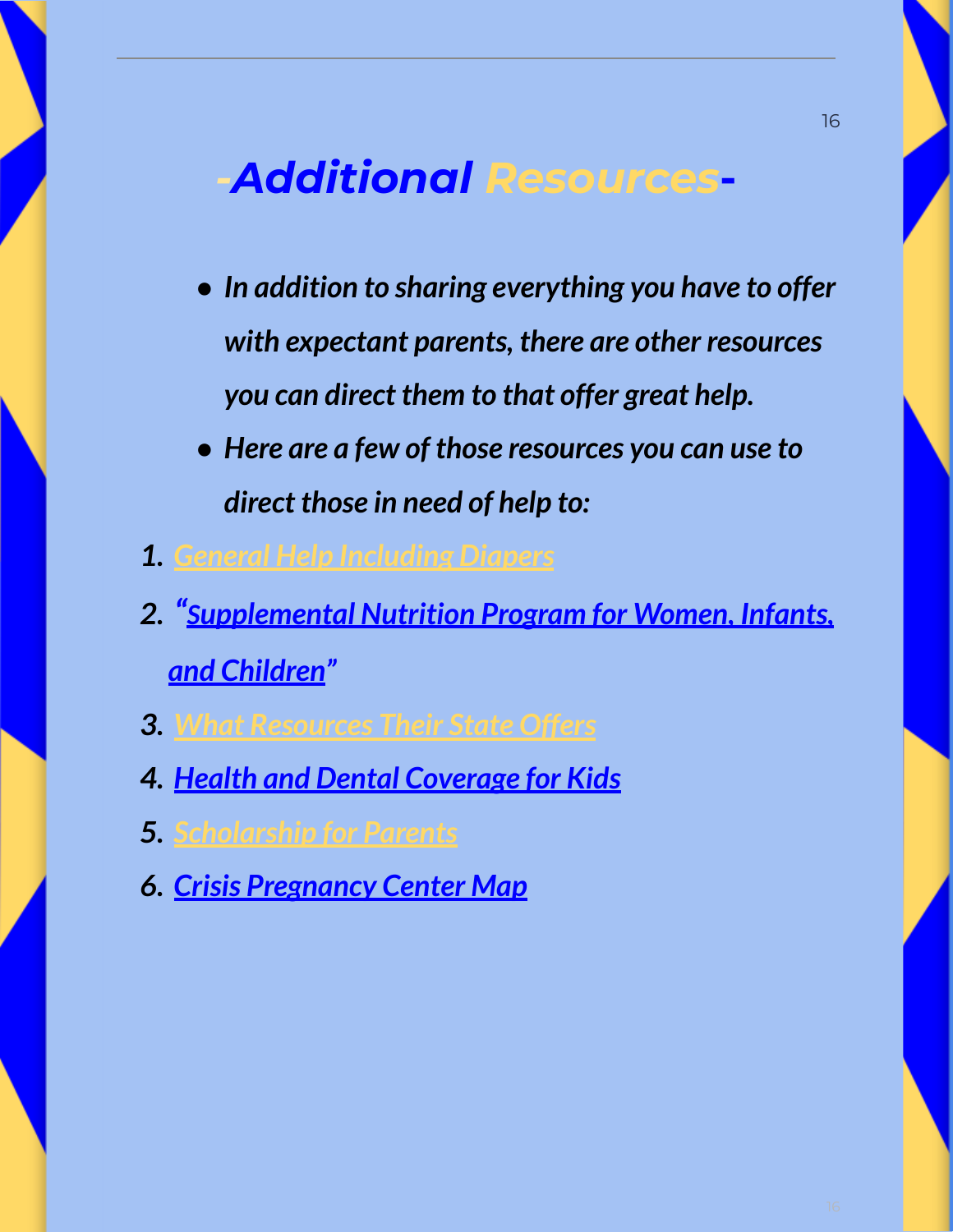# -*Additional Resources*-

- ***In addition to sharing everything you have to offer with expectant parents, there are other resources you can direct them to that offer great help.***
- ***Here are a few of those resources you can use to direct those in need of help to:***

1. ***General Help Including Diapers***
2. ***"Supplemental Nutrition Program for Women, Infants, and Children"***
3. ***What Resources Their State Offers***
4. ***Health and Dental Coverage for Kids***
5. ***Scholarship for Parents***
6. ***Crisis Pregnancy Center Map***